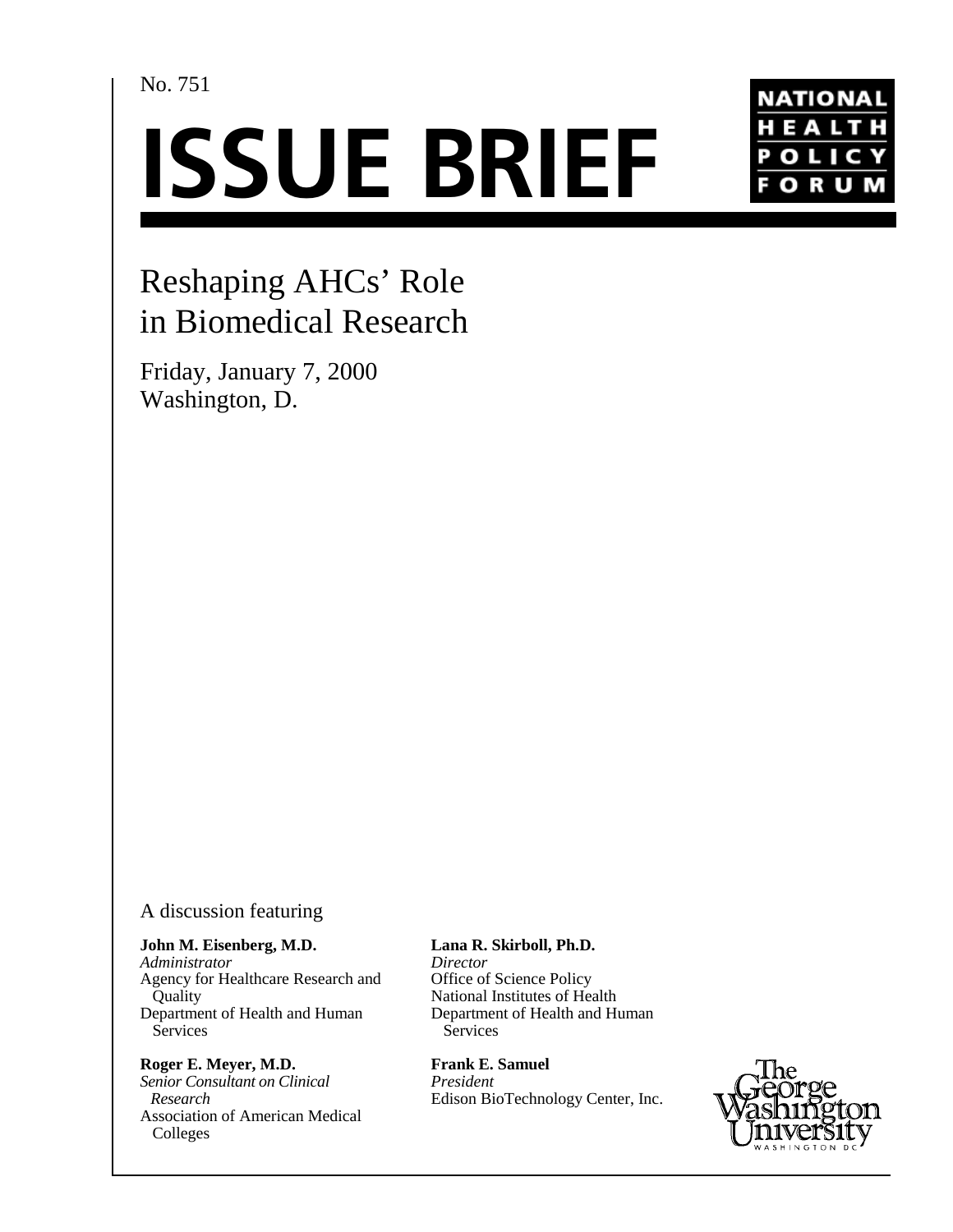No. 751

# ISSUE BRIEF

NATIONAL HEALTH POLICY FORUM

## Reshaping AHCs' Role in Biomedical Research

Friday, January 7, 2000
Washington, D.

A discussion featuring

**John M. Eisenberg, M.D.**
*Administrator*
Agency for Healthcare Research and Quality
Department of Health and Human Services

**Roger E. Meyer, M.D.**
*Senior Consultant on Clinical Research*
Association of American Medical Colleges

**Lana R. Skirboll, Ph.D.**
*Director*
Office of Science Policy
National Institutes of Health
Department of Health and Human Services

**Frank E. Samuel**
*President*
Edison BioTechnology Center, Inc.

The George Washington University
WASHINGTON DC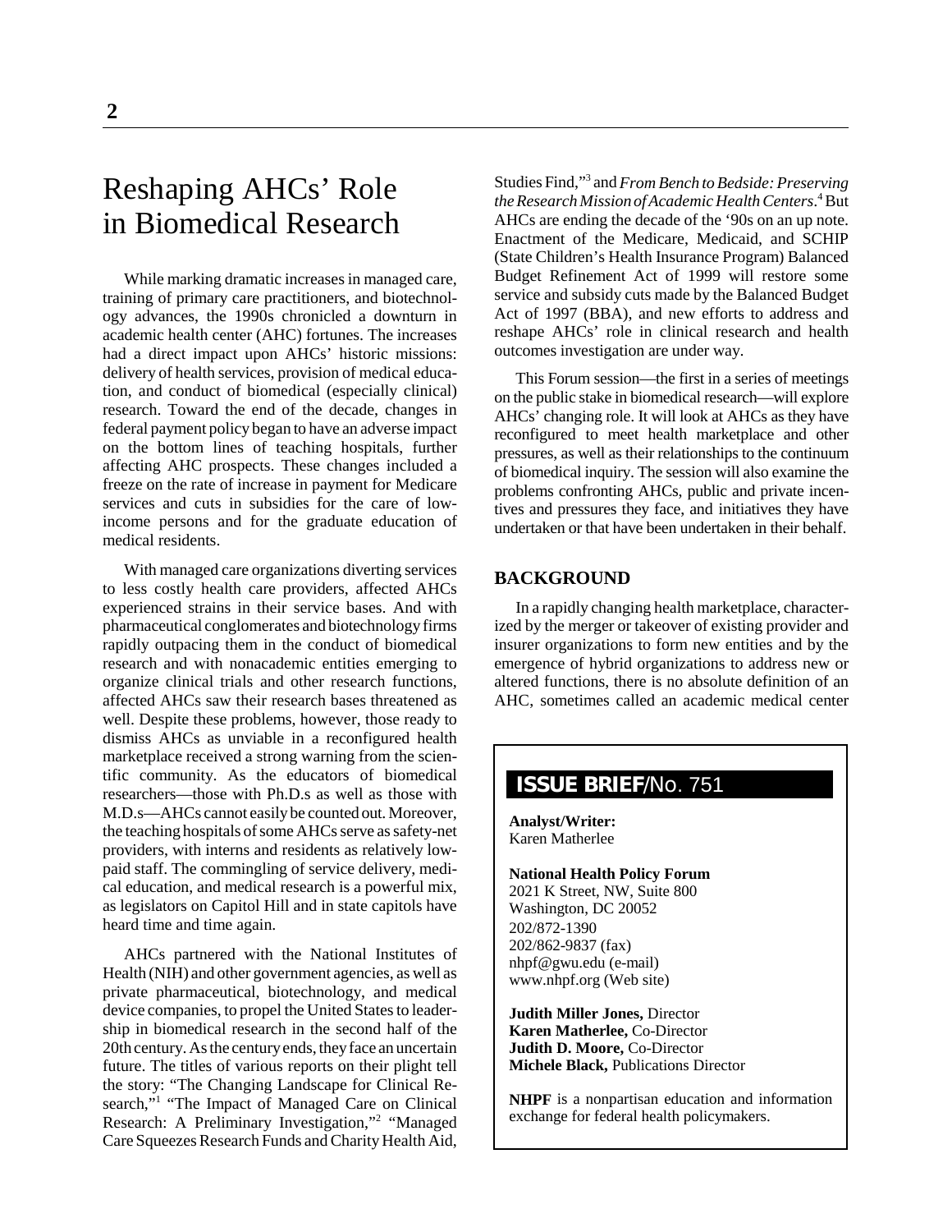# Reshaping AHCs' Role in Biomedical Research

While marking dramatic increases in managed care, training of primary care practitioners, and biotechnology advances, the 1990s chronicled a downturn in academic health center (AHC) fortunes. The increases had a direct impact upon AHCs' historic missions: delivery of health services, provision of medical education, and conduct of biomedical (especially clinical) research. Toward the end of the decade, changes in federal payment policy began to have an adverse impact on the bottom lines of teaching hospitals, further affecting AHC prospects. These changes included a freeze on the rate of increase in payment for Medicare services and cuts in subsidies for the care of low-income persons and for the graduate education of medical residents.

With managed care organizations diverting services to less costly health care providers, affected AHCs experienced strains in their service bases. And with pharmaceutical conglomerates and biotechnology firms rapidly outpacing them in the conduct of biomedical research and with nonacademic entities emerging to organize clinical trials and other research functions, affected AHCs saw their research bases threatened as well. Despite these problems, however, those ready to dismiss AHCs as unviable in a reconfigured health marketplace received a strong warning from the scientific community. As the educators of biomedical researchers—those with Ph.D.s as well as those with M.D.s—AHCs cannot easily be counted out. Moreover, the teaching hospitals of some AHCs serve as safety-net providers, with interns and residents as relatively low-paid staff. The commingling of service delivery, medical education, and medical research is a powerful mix, as legislators on Capitol Hill and in state capitols have heard time and time again.

AHCs partnered with the National Institutes of Health (NIH) and other government agencies, as well as private pharmaceutical, biotechnology, and medical device companies, to propel the United States to leadership in biomedical research in the second half of the 20th century. As the century ends, they face an uncertain future. The titles of various reports on their plight tell the story: "The Changing Landscape for Clinical Research,"[1] "The Impact of Managed Care on Clinical Research: A Preliminary Investigation,"[2] "Managed Care Squeezes Research Funds and Charity Health Aid, Studies Find,"[3] and *From Bench to Bedside: Preserving the Research Mission of Academic Health Centers*.[4] But AHCs are ending the decade of the '90s on an up note. Enactment of the Medicare, Medicaid, and SCHIP (State Children's Health Insurance Program) Balanced Budget Refinement Act of 1999 will restore some service and subsidy cuts made by the Balanced Budget Act of 1997 (BBA), and new efforts to address and reshape AHCs' role in clinical research and health outcomes investigation are under way.

This Forum session—the first in a series of meetings on the public stake in biomedical research—will explore AHCs' changing role. It will look at AHCs as they have reconfigured to meet health marketplace and other pressures, as well as their relationships to the continuum of biomedical inquiry. The session will also examine the problems confronting AHCs, public and private incentives and pressures they face, and initiatives they have undertaken or that have been undertaken in their behalf.

## BACKGROUND

In a rapidly changing health marketplace, characterized by the merger or takeover of existing provider and insurer organizations to form new entities and by the emergence of hybrid organizations to address new or altered functions, there is no absolute definition of an AHC, sometimes called an academic medical center

**ISSUE BRIEF**/No. 751

**Analyst/Writer:**
Karen Matherlee

**National Health Policy Forum**
2021 K Street, NW, Suite 800
Washington, DC 20052
202/872-1390
202/862-9837 (fax)
nhpf@gwu.edu (e-mail)
www.nhpf.org (Web site)

**Judith Miller Jones,** Director
**Karen Matherlee,** Co-Director
**Judith D. Moore,** Co-Director
**Michele Black,** Publications Director

**NHPF** is a nonpartisan education and information exchange for federal health policymakers.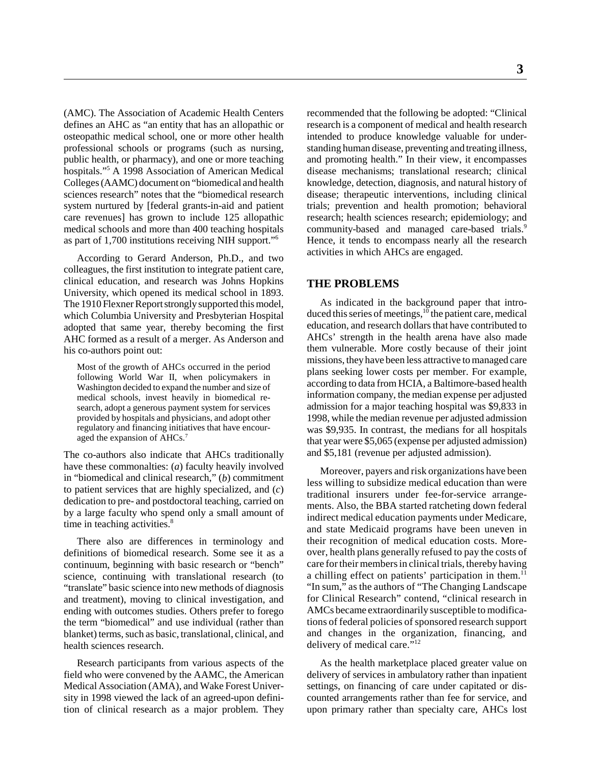(AMC). The Association of Academic Health Centers defines an AHC as "an entity that has an allopathic or osteopathic medical school, one or more other health professional schools or programs (such as nursing, public health, or pharmacy), and one or more teaching hospitals."[5] A 1998 Association of American Medical Colleges (AAMC) document on "biomedical and health sciences research" notes that the "biomedical research system nurtured by [federal grants-in-aid and patient care revenues] has grown to include 125 allopathic medical schools and more than 400 teaching hospitals as part of 1,700 institutions receiving NIH support."[6]

According to Gerard Anderson, Ph.D., and two colleagues, the first institution to integrate patient care, clinical education, and research was Johns Hopkins University, which opened its medical school in 1893. The 1910 Flexner Report strongly supported this model, which Columbia University and Presbyterian Hospital adopted that same year, thereby becoming the first AHC formed as a result of a merger. As Anderson and his co-authors point out:

> Most of the growth of AHCs occurred in the period following World War II, when policymakers in Washington decided to expand the number and size of medical schools, invest heavily in biomedical research, adopt a generous payment system for services provided by hospitals and physicians, and adopt other regulatory and financing initiatives that have encouraged the expansion of AHCs.[7]

The co-authors also indicate that AHCs traditionally have these commonalties: (*a*) faculty heavily involved in "biomedical and clinical research," (*b*) commitment to patient services that are highly specialized, and (*c*) dedication to pre- and postdoctoral teaching, carried on by a large faculty who spend only a small amount of time in teaching activities.[8]

There also are differences in terminology and definitions of biomedical research. Some see it as a continuum, beginning with basic research or "bench" science, continuing with translational research (to "translate" basic science into new methods of diagnosis and treatment), moving to clinical investigation, and ending with outcomes studies. Others prefer to forego the term "biomedical" and use individual (rather than blanket) terms, such as basic, translational, clinical, and health sciences research.

Research participants from various aspects of the field who were convened by the AAMC, the American Medical Association (AMA), and Wake Forest University in 1998 viewed the lack of an agreed-upon definition of clinical research as a major problem. They recommended that the following be adopted: "Clinical research is a component of medical and health research intended to produce knowledge valuable for understanding human disease, preventing and treating illness, and promoting health." In their view, it encompasses disease mechanisms; translational research; clinical knowledge, detection, diagnosis, and natural history of disease; therapeutic interventions, including clinical trials; prevention and health promotion; behavioral research; health sciences research; epidemiology; and community-based and managed care-based trials.[9] Hence, it tends to encompass nearly all the research activities in which AHCs are engaged.

## THE PROBLEMS

As indicated in the background paper that introduced this series of meetings,[10] the patient care, medical education, and research dollars that have contributed to AHCs' strength in the health arena have also made them vulnerable. More costly because of their joint missions, they have been less attractive to managed care plans seeking lower costs per member. For example, according to data from HCIA, a Baltimore-based health information company, the median expense per adjusted admission for a major teaching hospital was $9,833 in 1998, while the median revenue per adjusted admission was $9,935. In contrast, the medians for all hospitals that year were $5,065 (expense per adjusted admission) and $5,181 (revenue per adjusted admission).

Moreover, payers and risk organizations have been less willing to subsidize medical education than were traditional insurers under fee-for-service arrangements. Also, the BBA started ratcheting down federal indirect medical education payments under Medicare, and state Medicaid programs have been uneven in their recognition of medical education costs. Moreover, health plans generally refused to pay the costs of care for their members in clinical trials, thereby having a chilling effect on patients' participation in them.[11] "In sum," as the authors of "The Changing Landscape for Clinical Research" contend, "clinical research in AMCs became extraordinarily susceptible to modifications of federal policies of sponsored research support and changes in the organization, financing, and delivery of medical care."[12]

As the health marketplace placed greater value on delivery of services in ambulatory rather than inpatient settings, on financing of care under capitated or discounted arrangements rather than fee for service, and upon primary rather than specialty care, AHCs lost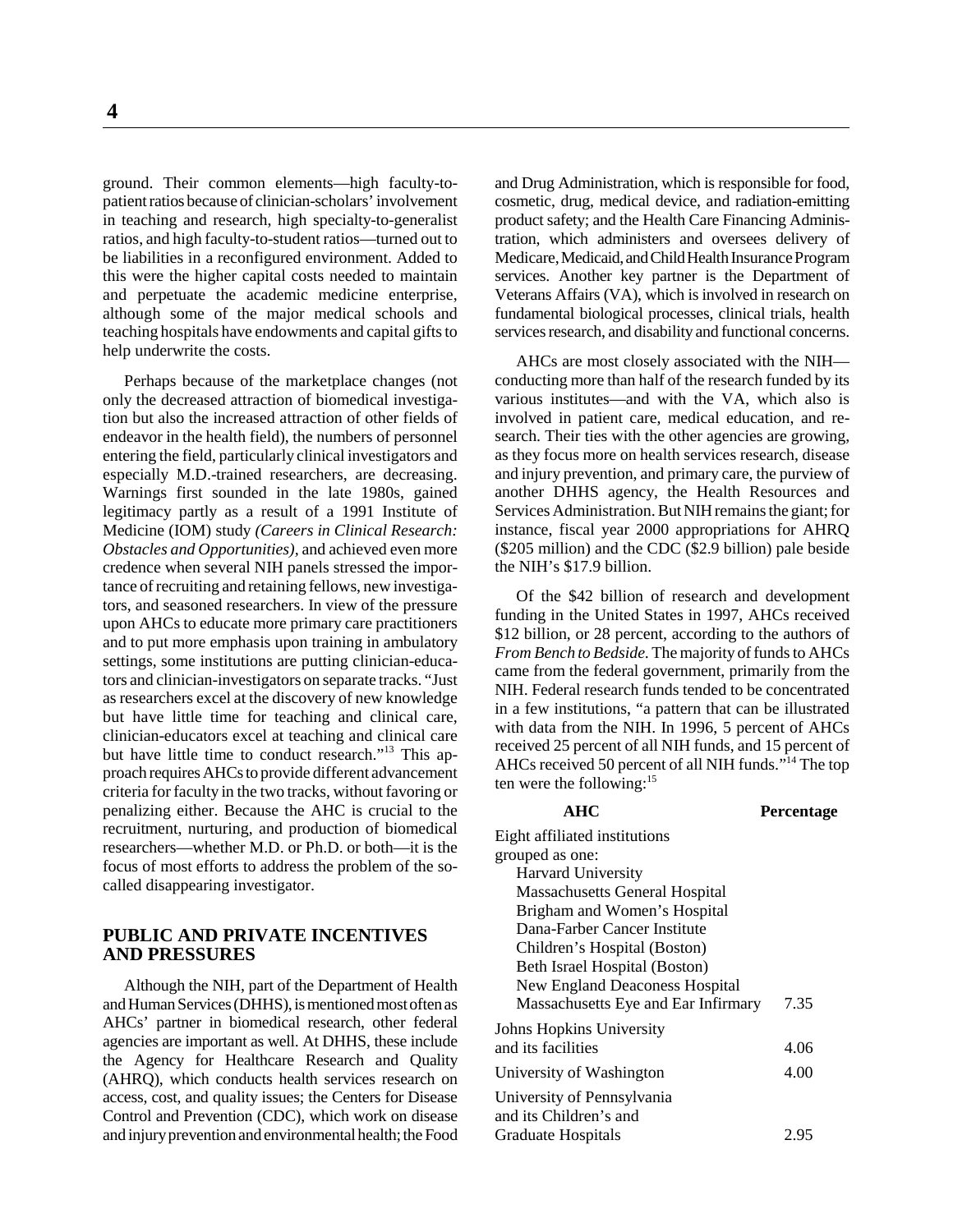ground. Their common elements—high faculty-to-patient ratios because of clinician-scholars' involvement in teaching and research, high specialty-to-generalist ratios, and high faculty-to-student ratios—turned out to be liabilities in a reconfigured environment. Added to this were the higher capital costs needed to maintain and perpetuate the academic medicine enterprise, although some of the major medical schools and teaching hospitals have endowments and capital gifts to help underwrite the costs.

Perhaps because of the marketplace changes (not only the decreased attraction of biomedical investigation but also the increased attraction of other fields of endeavor in the health field), the numbers of personnel entering the field, particularly clinical investigators and especially M.D.-trained researchers, are decreasing. Warnings first sounded in the late 1980s, gained legitimacy partly as a result of a 1991 Institute of Medicine (IOM) study *(Careers in Clinical Research: Obstacles and Opportunities)*, and achieved even more credence when several NIH panels stressed the importance of recruiting and retaining fellows, new investigators, and seasoned researchers. In view of the pressure upon AHCs to educate more primary care practitioners and to put more emphasis upon training in ambulatory settings, some institutions are putting clinician-educators and clinician-investigators on separate tracks. "Just as researchers excel at the discovery of new knowledge but have little time for teaching and clinical care, clinician-educators excel at teaching and clinical care but have little time to conduct research."[13] This approach requires AHCs to provide different advancement criteria for faculty in the two tracks, without favoring or penalizing either. Because the AHC is crucial to the recruitment, nurturing, and production of biomedical researchers—whether M.D. or Ph.D. or both—it is the focus of most efforts to address the problem of the so-called disappearing investigator.

## PUBLIC AND PRIVATE INCENTIVES AND PRESSURES

Although the NIH, part of the Department of Health and Human Services (DHHS), is mentioned most often as AHCs' partner in biomedical research, other federal agencies are important as well. At DHHS, these include the Agency for Healthcare Research and Quality (AHRQ), which conducts health services research on access, cost, and quality issues; the Centers for Disease Control and Prevention (CDC), which work on disease and injury prevention and environmental health; the Food and Drug Administration, which is responsible for food, cosmetic, drug, medical device, and radiation-emitting product safety; and the Health Care Financing Administration, which administers and oversees delivery of Medicare, Medicaid, and Child Health Insurance Program services. Another key partner is the Department of Veterans Affairs (VA), which is involved in research on fundamental biological processes, clinical trials, health services research, and disability and functional concerns.

AHCs are most closely associated with the NIH—conducting more than half of the research funded by its various institutes—and with the VA, which also is involved in patient care, medical education, and research. Their ties with the other agencies are growing, as they focus more on health services research, disease and injury prevention, and primary care, the purview of another DHHS agency, the Health Resources and Services Administration. But NIH remains the giant; for instance, fiscal year 2000 appropriations for AHRQ ($205 million) and the CDC ($2.9 billion) pale beside the NIH's $17.9 billion.

Of the $42 billion of research and development funding in the United States in 1997, AHCs received $12 billion, or 28 percent, according to the authors of *From Bench to Bedside*. The majority of funds to AHCs came from the federal government, primarily from the NIH. Federal research funds tended to be concentrated in a few institutions, "a pattern that can be illustrated with data from the NIH. In 1996, 5 percent of AHCs received 25 percent of all NIH funds, and 15 percent of AHCs received 50 percent of all NIH funds."[14] The top ten were the following:[15]

| AHC | Percentage |
|---|---|
| Eight affiliated institutions grouped as one: Harvard University, Massachusetts General Hospital, Brigham and Women's Hospital, Dana-Farber Cancer Institute, Children's Hospital (Boston), Beth Israel Hospital (Boston), New England Deaconess Hospital, Massachusetts Eye and Ear Infirmary | 7.35 |
| Johns Hopkins University and its facilities | 4.06 |
| University of Washington | 4.00 |
| University of Pennsylvania and its Children's and Graduate Hospitals | 2.95 |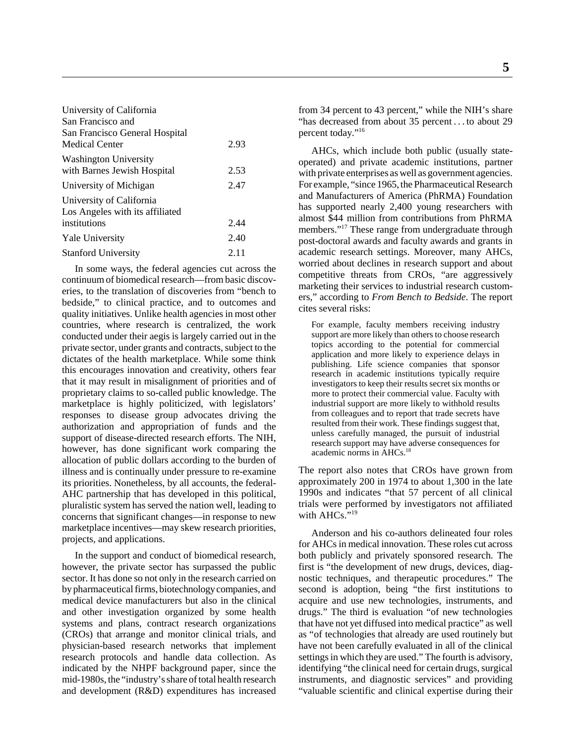| | |
|---|---|
| University of California San Francisco and San Francisco General Hospital Medical Center | 2.93 |
| Washington University with Barnes Jewish Hospital | 2.53 |
| University of Michigan | 2.47 |
| University of California Los Angeles with its affiliated institutions | 2.44 |
| Yale University | 2.40 |
| Stanford University | 2.11 |

In some ways, the federal agencies cut across the continuum of biomedical research—from basic discoveries, to the translation of discoveries from "bench to bedside," to clinical practice, and to outcomes and quality initiatives. Unlike health agencies in most other countries, where research is centralized, the work conducted under their aegis is largely carried out in the private sector, under grants and contracts, subject to the dictates of the health marketplace. While some think this encourages innovation and creativity, others fear that it may result in misalignment of priorities and of proprietary claims to so-called public knowledge. The marketplace is highly politicized, with legislators' responses to disease group advocates driving the authorization and appropriation of funds and the support of disease-directed research efforts. The NIH, however, has done significant work comparing the allocation of public dollars according to the burden of illness and is continually under pressure to re-examine its priorities. Nonetheless, by all accounts, the federal-AHC partnership that has developed in this political, pluralistic system has served the nation well, leading to concerns that significant changes—in response to new marketplace incentives—may skew research priorities, projects, and applications.

In the support and conduct of biomedical research, however, the private sector has surpassed the public sector. It has done so not only in the research carried on by pharmaceutical firms, biotechnology companies, and medical device manufacturers but also in the clinical and other investigation organized by some health systems and plans, contract research organizations (CROs) that arrange and monitor clinical trials, and physician-based research networks that implement research protocols and handle data collection. As indicated by the NHPF background paper, since the mid-1980s, the "industry's share of total health research and development (R&D) expenditures has increased from 34 percent to 43 percent," while the NIH's share "has decreased from about 35 percent . . . to about 29 percent today."[16]

AHCs, which include both public (usually state-operated) and private academic institutions, partner with private enterprises as well as government agencies. For example, "since 1965, the Pharmaceutical Research and Manufacturers of America (PhRMA) Foundation has supported nearly 2,400 young researchers with almost $44 million from contributions from PhRMA members."[17] These range from undergraduate through post-doctoral awards and faculty awards and grants in academic research settings. Moreover, many AHCs, worried about declines in research support and about competitive threats from CROs, "are aggressively marketing their services to industrial research customers," according to *From Bench to Bedside*. The report cites several risks:

> For example, faculty members receiving industry support are more likely than others to choose research topics according to the potential for commercial application and more likely to experience delays in publishing. Life science companies that sponsor research in academic institutions typically require investigators to keep their results secret six months or more to protect their commercial value. Faculty with industrial support are more likely to withhold results from colleagues and to report that trade secrets have resulted from their work. These findings suggest that, unless carefully managed, the pursuit of industrial research support may have adverse consequences for academic norms in AHCs.[18]

The report also notes that CROs have grown from approximately 200 in 1974 to about 1,300 in the late 1990s and indicates "that 57 percent of all clinical trials were performed by investigators not affiliated with AHCs."[19]

Anderson and his co-authors delineated four roles for AHCs in medical innovation. These roles cut across both publicly and privately sponsored research. The first is "the development of new drugs, devices, diagnostic techniques, and therapeutic procedures." The second is adoption, being "the first institutions to acquire and use new technologies, instruments, and drugs." The third is evaluation "of new technologies that have not yet diffused into medical practice" as well as "of technologies that already are used routinely but have not been carefully evaluated in all of the clinical settings in which they are used." The fourth is advisory, identifying "the clinical need for certain drugs, surgical instruments, and diagnostic services" and providing "valuable scientific and clinical expertise during their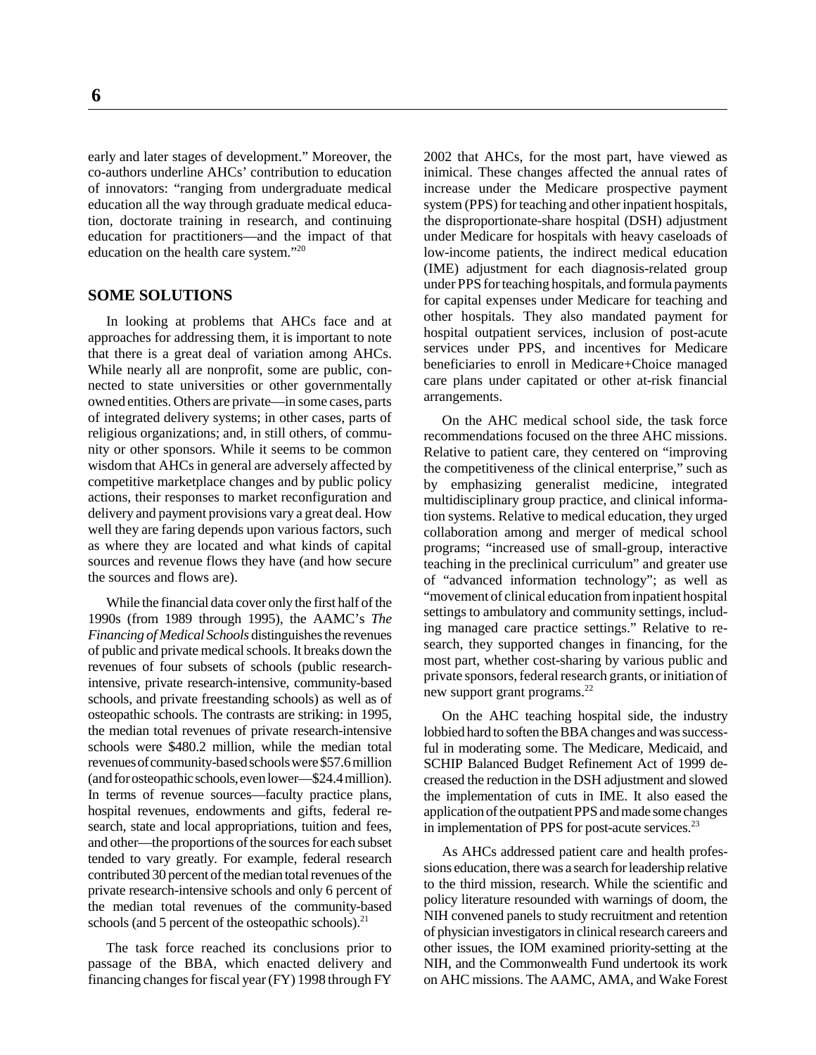early and later stages of development." Moreover, the co-authors underline AHCs' contribution to education of innovators: "ranging from undergraduate medical education all the way through graduate medical education, doctorate training in research, and continuing education for practitioners—and the impact of that education on the health care system."[20]

## SOME SOLUTIONS

In looking at problems that AHCs face and at approaches for addressing them, it is important to note that there is a great deal of variation among AHCs. While nearly all are nonprofit, some are public, connected to state universities or other governmentally owned entities. Others are private—in some cases, parts of integrated delivery systems; in other cases, parts of religious organizations; and, in still others, of community or other sponsors. While it seems to be common wisdom that AHCs in general are adversely affected by competitive marketplace changes and by public policy actions, their responses to market reconfiguration and delivery and payment provisions vary a great deal. How well they are faring depends upon various factors, such as where they are located and what kinds of capital sources and revenue flows they have (and how secure the sources and flows are).

While the financial data cover only the first half of the 1990s (from 1989 through 1995), the AAMC's *The Financing of Medical Schools* distinguishes the revenues of public and private medical schools. It breaks down the revenues of four subsets of schools (public research-intensive, private research-intensive, community-based schools, and private freestanding schools) as well as of osteopathic schools. The contrasts are striking: in 1995, the median total revenues of private research-intensive schools were $480.2 million, while the median total revenues of community-based schools were $57.6 million (and for osteopathic schools, even lower—$24.4 million). In terms of revenue sources—faculty practice plans, hospital revenues, endowments and gifts, federal research, state and local appropriations, tuition and fees, and other—the proportions of the sources for each subset tended to vary greatly. For example, federal research contributed 30 percent of the median total revenues of the private research-intensive schools and only 6 percent of the median total revenues of the community-based schools (and 5 percent of the osteopathic schools).[21]

The task force reached its conclusions prior to passage of the BBA, which enacted delivery and financing changes for fiscal year (FY) 1998 through FY 2002 that AHCs, for the most part, have viewed as inimical. These changes affected the annual rates of increase under the Medicare prospective payment system (PPS) for teaching and other inpatient hospitals, the disproportionate-share hospital (DSH) adjustment under Medicare for hospitals with heavy caseloads of low-income patients, the indirect medical education (IME) adjustment for each diagnosis-related group under PPS for teaching hospitals, and formula payments for capital expenses under Medicare for teaching and other hospitals. They also mandated payment for hospital outpatient services, inclusion of post-acute services under PPS, and incentives for Medicare beneficiaries to enroll in Medicare+Choice managed care plans under capitated or other at-risk financial arrangements.

On the AHC medical school side, the task force recommendations focused on the three AHC missions. Relative to patient care, they centered on "improving the competitiveness of the clinical enterprise," such as by emphasizing generalist medicine, integrated multidisciplinary group practice, and clinical information systems. Relative to medical education, they urged collaboration among and merger of medical school programs; "increased use of small-group, interactive teaching in the preclinical curriculum" and greater use of "advanced information technology"; as well as "movement of clinical education from inpatient hospital settings to ambulatory and community settings, including managed care practice settings." Relative to research, they supported changes in financing, for the most part, whether cost-sharing by various public and private sponsors, federal research grants, or initiation of new support grant programs.[22]

On the AHC teaching hospital side, the industry lobbied hard to soften the BBA changes and was successful in moderating some. The Medicare, Medicaid, and SCHIP Balanced Budget Refinement Act of 1999 decreased the reduction in the DSH adjustment and slowed the implementation of cuts in IME. It also eased the application of the outpatient PPS and made some changes in implementation of PPS for post-acute services.[23]

As AHCs addressed patient care and health professions education, there was a search for leadership relative to the third mission, research. While the scientific and policy literature resounded with warnings of doom, the NIH convened panels to study recruitment and retention of physician investigators in clinical research careers and other issues, the IOM examined priority-setting at the NIH, and the Commonwealth Fund undertook its work on AHC missions. The AAMC, AMA, and Wake Forest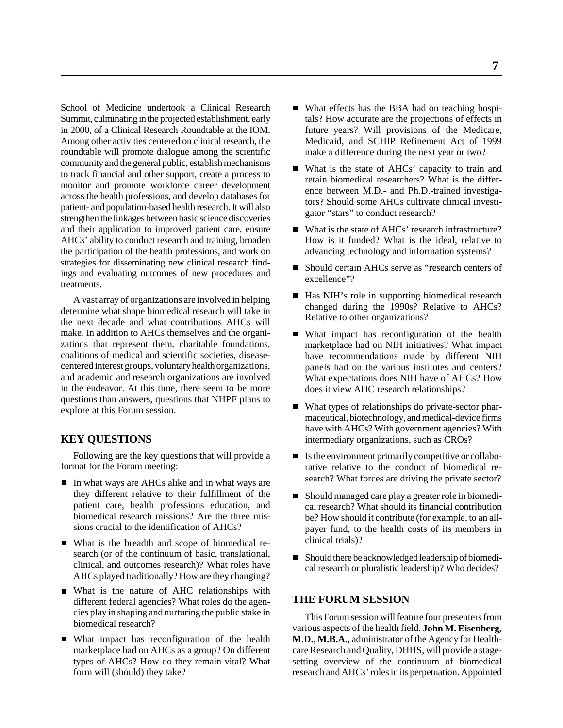School of Medicine undertook a Clinical Research Summit, culminating in the projected establishment, early in 2000, of a Clinical Research Roundtable at the IOM. Among other activities centered on clinical research, the roundtable will promote dialogue among the scientific community and the general public, establish mechanisms to track financial and other support, create a process to monitor and promote workforce career development across the health professions, and develop databases for patient- and population-based health research. It will also strengthen the linkages between basic science discoveries and their application to improved patient care, ensure AHCs' ability to conduct research and training, broaden the participation of the health professions, and work on strategies for disseminating new clinical research findings and evaluating outcomes of new procedures and treatments.

A vast array of organizations are involved in helping determine what shape biomedical research will take in the next decade and what contributions AHCs will make. In addition to AHCs themselves and the organizations that represent them, charitable foundations, coalitions of medical and scientific societies, disease-centered interest groups, voluntary health organizations, and academic and research organizations are involved in the endeavor. At this time, there seem to be more questions than answers, questions that NHPF plans to explore at this Forum session.

## KEY QUESTIONS

Following are the key questions that will provide a format for the Forum meeting:

- In what ways are AHCs alike and in what ways are they different relative to their fulfillment of the patient care, health professions education, and biomedical research missions? Are the three missions crucial to the identification of AHCs?
- What is the breadth and scope of biomedical research (or of the continuum of basic, translational, clinical, and outcomes research)? What roles have AHCs played traditionally? How are they changing?
- What is the nature of AHC relationships with different federal agencies? What roles do the agencies play in shaping and nurturing the public stake in biomedical research?
- What impact has reconfiguration of the health marketplace had on AHCs as a group? On different types of AHCs? How do they remain vital? What form will (should) they take?
- What effects has the BBA had on teaching hospitals? How accurate are the projections of effects in future years? Will provisions of the Medicare, Medicaid, and SCHIP Refinement Act of 1999 make a difference during the next year or two?
- What is the state of AHCs' capacity to train and retain biomedical researchers? What is the difference between M.D.- and Ph.D.-trained investigators? Should some AHCs cultivate clinical investigator "stars" to conduct research?
- What is the state of AHCs' research infrastructure? How is it funded? What is the ideal, relative to advancing technology and information systems?
- Should certain AHCs serve as "research centers of excellence"?
- Has NIH's role in supporting biomedical research changed during the 1990s? Relative to AHCs? Relative to other organizations?
- What impact has reconfiguration of the health marketplace had on NIH initiatives? What impact have recommendations made by different NIH panels had on the various institutes and centers? What expectations does NIH have of AHCs? How does it view AHC research relationships?
- What types of relationships do private-sector pharmaceutical, biotechnology, and medical-device firms have with AHCs? With government agencies? With intermediary organizations, such as CROs?
- Is the environment primarily competitive or collaborative relative to the conduct of biomedical research? What forces are driving the private sector?
- Should managed care play a greater role in biomedical research? What should its financial contribution be? How should it contribute (for example, to an all-payer fund, to the health costs of its members in clinical trials)?
- Should there be acknowledged leadership of biomedical research or pluralistic leadership? Who decides?

## THE FORUM SESSION

This Forum session will feature four presenters from various aspects of the health field. **John M. Eisenberg, M.D., M.B.A.,** administrator of the Agency for Healthcare Research and Quality, DHHS, will provide a stage-setting overview of the continuum of biomedical research and AHCs' roles in its perpetuation. Appointed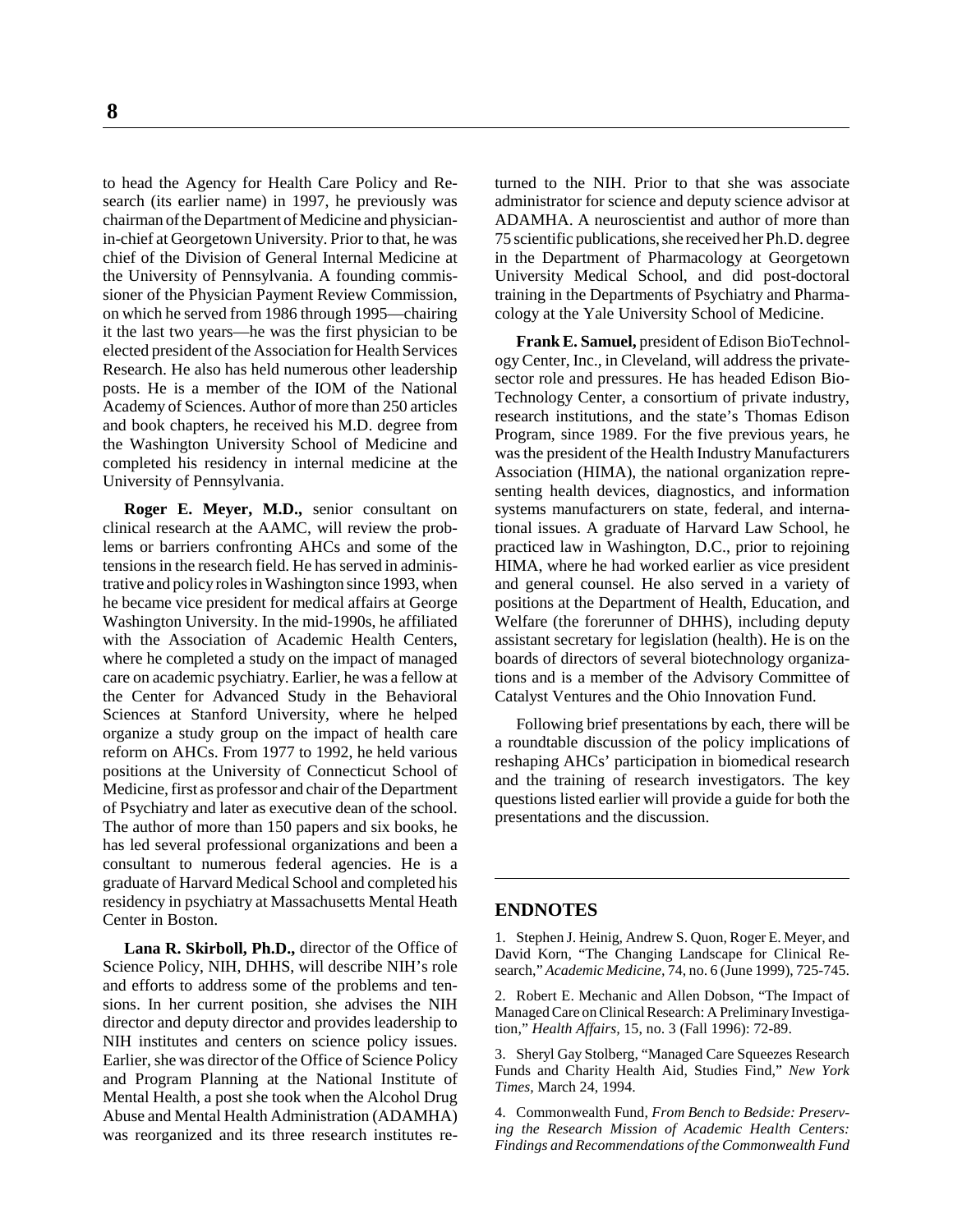to head the Agency for Health Care Policy and Research (its earlier name) in 1997, he previously was chairman of the Department of Medicine and physician-in-chief at Georgetown University. Prior to that, he was chief of the Division of General Internal Medicine at the University of Pennsylvania. A founding commissioner of the Physician Payment Review Commission, on which he served from 1986 through 1995—chairing it the last two years—he was the first physician to be elected president of the Association for Health Services Research. He also has held numerous other leadership posts. He is a member of the IOM of the National Academy of Sciences. Author of more than 250 articles and book chapters, he received his M.D. degree from the Washington University School of Medicine and completed his residency in internal medicine at the University of Pennsylvania.

**Roger E. Meyer, M.D.,** senior consultant on clinical research at the AAMC, will review the problems or barriers confronting AHCs and some of the tensions in the research field. He has served in administrative and policy roles in Washington since 1993, when he became vice president for medical affairs at George Washington University. In the mid-1990s, he affiliated with the Association of Academic Health Centers, where he completed a study on the impact of managed care on academic psychiatry. Earlier, he was a fellow at the Center for Advanced Study in the Behavioral Sciences at Stanford University, where he helped organize a study group on the impact of health care reform on AHCs. From 1977 to 1992, he held various positions at the University of Connecticut School of Medicine, first as professor and chair of the Department of Psychiatry and later as executive dean of the school. The author of more than 150 papers and six books, he has led several professional organizations and been a consultant to numerous federal agencies. He is a graduate of Harvard Medical School and completed his residency in psychiatry at Massachusetts Mental Heath Center in Boston.

**Lana R. Skirboll, Ph.D.,** director of the Office of Science Policy, NIH, DHHS, will describe NIH's role and efforts to address some of the problems and tensions. In her current position, she advises the NIH director and deputy director and provides leadership to NIH institutes and centers on science policy issues. Earlier, she was director of the Office of Science Policy and Program Planning at the National Institute of Mental Health, a post she took when the Alcohol Drug Abuse and Mental Health Administration (ADAMHA) was reorganized and its three research institutes returned to the NIH. Prior to that she was associate administrator for science and deputy science advisor at ADAMHA. A neuroscientist and author of more than 75 scientific publications, she received her Ph.D. degree in the Department of Pharmacology at Georgetown University Medical School, and did post-doctoral training in the Departments of Psychiatry and Pharmacology at the Yale University School of Medicine.

**Frank E. Samuel,** president of Edison BioTechnology Center, Inc., in Cleveland, will address the private-sector role and pressures. He has headed Edison BioTechnology Center, a consortium of private industry, research institutions, and the state's Thomas Edison Program, since 1989. For the five previous years, he was the president of the Health Industry Manufacturers Association (HIMA), the national organization representing health devices, diagnostics, and information systems manufacturers on state, federal, and international issues. A graduate of Harvard Law School, he practiced law in Washington, D.C., prior to rejoining HIMA, where he had worked earlier as vice president and general counsel. He also served in a variety of positions at the Department of Health, Education, and Welfare (the forerunner of DHHS), including deputy assistant secretary for legislation (health). He is on the boards of directors of several biotechnology organizations and is a member of the Advisory Committee of Catalyst Ventures and the Ohio Innovation Fund.

Following brief presentations by each, there will be a roundtable discussion of the policy implications of reshaping AHCs' participation in biomedical research and the training of research investigators. The key questions listed earlier will provide a guide for both the presentations and the discussion.

## ENDNOTES

1. Stephen J. Heinig, Andrew S. Quon, Roger E. Meyer, and David Korn, "The Changing Landscape for Clinical Research," *Academic Medicine,* 74, no. 6 (June 1999), 725-745.

2. Robert E. Mechanic and Allen Dobson, "The Impact of Managed Care on Clinical Research: A Preliminary Investigation," *Health Affairs,* 15, no. 3 (Fall 1996): 72-89.

3. Sheryl Gay Stolberg, "Managed Care Squeezes Research Funds and Charity Health Aid, Studies Find," *New York Times,* March 24, 1994.

4. Commonwealth Fund, *From Bench to Bedside: Preserving the Research Mission of Academic Health Centers: Findings and Recommendations of the Commonwealth Fund*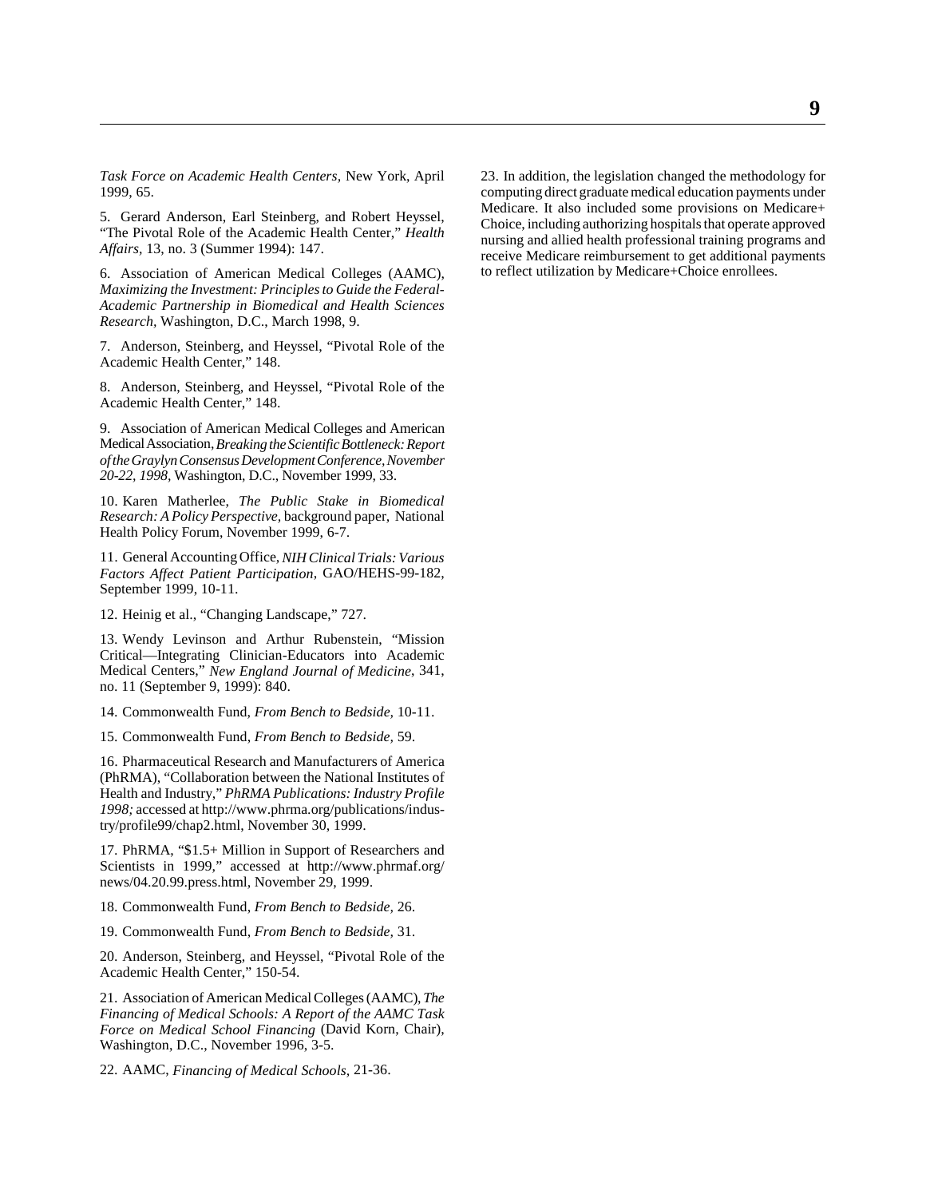*Task Force on Academic Health Centers,* New York, April 1999, 65.

5. Gerard Anderson, Earl Steinberg, and Robert Heyssel, "The Pivotal Role of the Academic Health Center," *Health Affairs,* 13, no. 3 (Summer 1994): 147.

6. Association of American Medical Colleges (AAMC), *Maximizing the Investment: Principles to Guide the Federal-Academic Partnership in Biomedical and Health Sciences Research,* Washington, D.C., March 1998, 9.

7. Anderson, Steinberg, and Heyssel, "Pivotal Role of the Academic Health Center," 148.

8. Anderson, Steinberg, and Heyssel, "Pivotal Role of the Academic Health Center," 148.

9. Association of American Medical Colleges and American Medical Association, *Breaking the Scientific Bottleneck: Report of the Graylyn Consensus Development Conference, November 20-22, 1998,* Washington, D.C., November 1999, 33.

10. Karen Matherlee, *The Public Stake in Biomedical Research: A Policy Perspective,* background paper, National Health Policy Forum, November 1999, 6-7.

11. General Accounting Office, *NIH Clinical Trials: Various Factors Affect Patient Participation,* GAO/HEHS-99-182, September 1999, 10-11.

12. Heinig et al., "Changing Landscape," 727.

13. Wendy Levinson and Arthur Rubenstein, "Mission Critical—Integrating Clinician-Educators into Academic Medical Centers," *New England Journal of Medicine,* 341, no. 11 (September 9, 1999): 840.

14. Commonwealth Fund, *From Bench to Bedside,* 10-11.

15. Commonwealth Fund, *From Bench to Bedside,* 59.

16. Pharmaceutical Research and Manufacturers of America (PhRMA), "Collaboration between the National Institutes of Health and Industry," *PhRMA Publications: Industry Profile 1998;* accessed at http://www.phrma.org/publications/industry/profile99/chap2.html, November 30, 1999.

17. PhRMA, "$1.5+ Million in Support of Researchers and Scientists in 1999," accessed at http://www.phrmaf.org/news/04.20.99.press.html, November 29, 1999.

18. Commonwealth Fund, *From Bench to Bedside,* 26.

19. Commonwealth Fund, *From Bench to Bedside,* 31.

20. Anderson, Steinberg, and Heyssel, "Pivotal Role of the Academic Health Center," 150-54.

21. Association of American Medical Colleges (AAMC), *The Financing of Medical Schools: A Report of the AAMC Task Force on Medical School Financing* (David Korn, Chair), Washington, D.C., November 1996, 3-5.

22. AAMC, *Financing of Medical Schools,* 21-36.

23. In addition, the legislation changed the methodology for computing direct graduate medical education payments under Medicare. It also included some provisions on Medicare+Choice, including authorizing hospitals that operate approved nursing and allied health professional training programs and receive Medicare reimbursement to get additional payments to reflect utilization by Medicare+Choice enrollees.